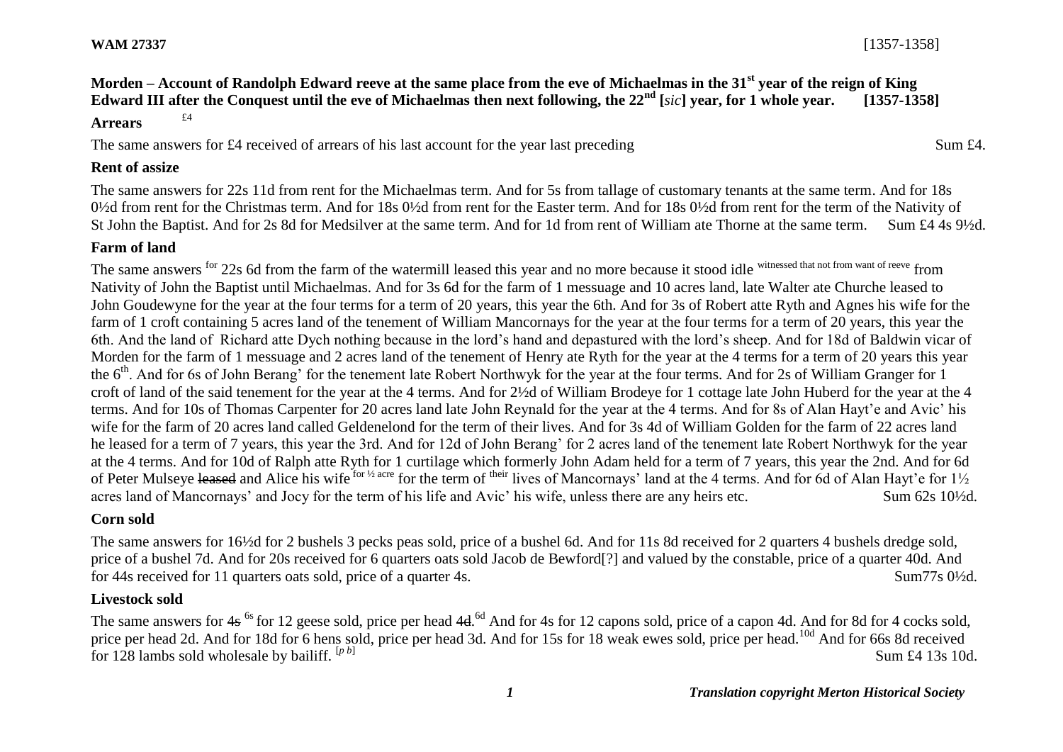**WAM 27337** [1357-1358]

**Morden – Account of Randolph Edward reeve at the same place from the eve of Michaelmas in the 31st year of the reign of King Edward III after the Conquest until the eve of Michaelmas then next following, the 22nd [*sic*] year, for 1 whole year. [1357-1358]**

**Arrears** £4

The same answers for £4 received of arrears of his last account for the year last preceding Sum £4.

**Rent of assize**

The same answers for 22s 11d from rent for the Michaelmas term. And for 5s from tallage of customary tenants at the same term. And for 18s 0½d from rent for the Christmas term. And for 18s 0½d from rent for the Easter term. And for 18s 0½d from rent for the term of the Nativity of St John the Baptist. And for 2s 8d for Medsilver at the same term. And for 1d from rent of William ate Thorne at the same term. Sum £4 4s 9½d.

**Farm of land**

The same answers for 22s 6d from the farm of the watermill leased this year and no more because it stood idle witnessed that not from want of reeve from Nativity of John the Baptist until Michaelmas. And for 3s 6d for the farm of 1 messuage and 10 acres land, late Walter ate Churche leased to John Goudewyne for the year at the four terms for a term of 20 years, this year the 6th. And for 3s of Robert atte Ryth and Agnes his wife for the farm of 1 croft containing 5 acres land of the tenement of William Mancornays for the year at the four terms for a term of 20 years, this year the 6th. And the land of Richard atte Dych nothing because in the lord's hand and depastured with the lord's sheep. And for 18d of Baldwin vicar of Morden for the farm of 1 messuage and 2 acres land of the tenement of Henry ate Ryth for the year at the 4 terms for a term of 20 years this year the 6th. And for 6s of John Berang' for the tenement late Robert Northwyk for the year at the four terms. And for 2s of William Granger for 1 croft of land of the said tenement for the year at the 4 terms. And for 2½d of William Brodeye for 1 cottage late John Huberd for the year at the 4 terms. And for 10s of Thomas Carpenter for 20 acres land late John Reynald for the year at the 4 terms. And for 8s of Alan Hayt'e and Avic' his wife for the farm of 20 acres land called Geldenelond for the term of their lives. And for 3s 4d of William Golden for the farm of 22 acres land he leased for a term of 7 years, this year the 3rd. And for 12d of John Berang' for 2 acres land of the tenement late Robert Northwyk for the year at the 4 terms. And for 10d of Ralph atte Ryth for 1 curtilage which formerly John Adam held for a term of 7 years, this year the 2nd. And for 6d of Peter Mulseye ~~leased~~ and Alice his wife for ½ acre for the term of their lives of Mancornays' land at the 4 terms. And for 6d of Alan Hayt'e for 1½ acres land of Mancornays' and Jocy for the term of his life and Avic' his wife, unless there are any heirs etc. Sum 62s 10½d.

**Corn sold**

The same answers for 16½d for 2 bushels 3 pecks peas sold, price of a bushel 6d. And for 11s 8d received for 2 quarters 4 bushels dredge sold, price of a bushel 7d. And for 20s received for 6 quarters oats sold Jacob de Bewford[?] and valued by the constable, price of a quarter 40d. And for 44s received for 11 quarters oats sold, price of a quarter 4s. Sum77s 0½d.

**Livestock sold**

The same answers for ~~4s~~ 6s for 12 geese sold, price per head ~~4d~~.6d And for 4s for 12 capons sold, price of a capon 4d. And for 8d for 4 cocks sold, price per head 2d. And for 18d for 6 hens sold, price per head 3d. And for 15s for 18 weak ewes sold, price per head.10d And for 66s 8d received for 128 lambs sold wholesale by bailiff. [*p b*] Sum £4 13s 10d.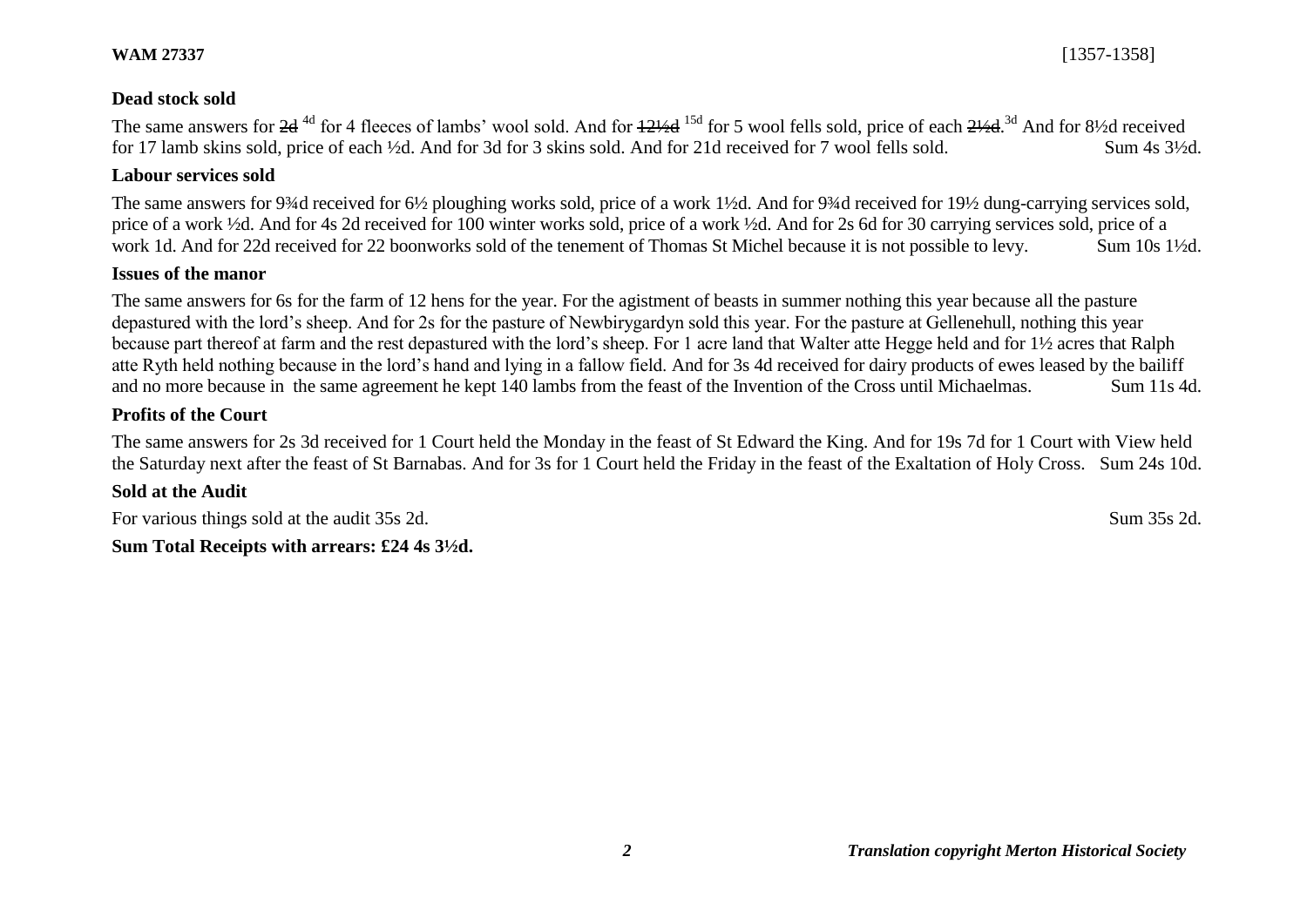**WAM 27337** [1357-1358]

**Dead stock sold**

The same answers for ~~2d~~ [4d] for 4 fleeces of lambs' wool sold. And for ~~12½d~~ [15d] for 5 wool fells sold, price of each ~~2½d~~.[3d] And for 8½d received for 17 lamb skins sold, price of each ½d. And for 3d for 3 skins sold. And for 21d received for 7 wool fells sold. Sum 4s 3½d.

**Labour services sold**

The same answers for 9¾d received for 6½ ploughing works sold, price of a work 1½d. And for 9¾d received for 19½ dung-carrying services sold, price of a work ½d. And for 4s 2d received for 100 winter works sold, price of a work ½d. And for 2s 6d for 30 carrying services sold, price of a work 1d. And for 22d received for 22 boonworks sold of the tenement of Thomas St Michel because it is not possible to levy. Sum 10s 1½d.

**Issues of the manor**

The same answers for 6s for the farm of 12 hens for the year. For the agistment of beasts in summer nothing this year because all the pasture depastured with the lord's sheep. And for 2s for the pasture of Newbirygardyn sold this year. For the pasture at Gellenehull, nothing this year because part thereof at farm and the rest depastured with the lord's sheep. For 1 acre land that Walter atte Hegge held and for 1½ acres that Ralph atte Ryth held nothing because in the lord's hand and lying in a fallow field. And for 3s 4d received for dairy products of ewes leased by the bailiff and no more because in the same agreement he kept 140 lambs from the feast of the Invention of the Cross until Michaelmas. Sum 11s 4d.

**Profits of the Court**

The same answers for 2s 3d received for 1 Court held the Monday in the feast of St Edward the King. And for 19s 7d for 1 Court with View held the Saturday next after the feast of St Barnabas. And for 3s for 1 Court held the Friday in the feast of the Exaltation of Holy Cross. Sum 24s 10d.

**Sold at the Audit**

For various things sold at the audit 35s 2d. Sum 35s 2d.

**Sum Total Receipts with arrears: £24 4s 3½d.**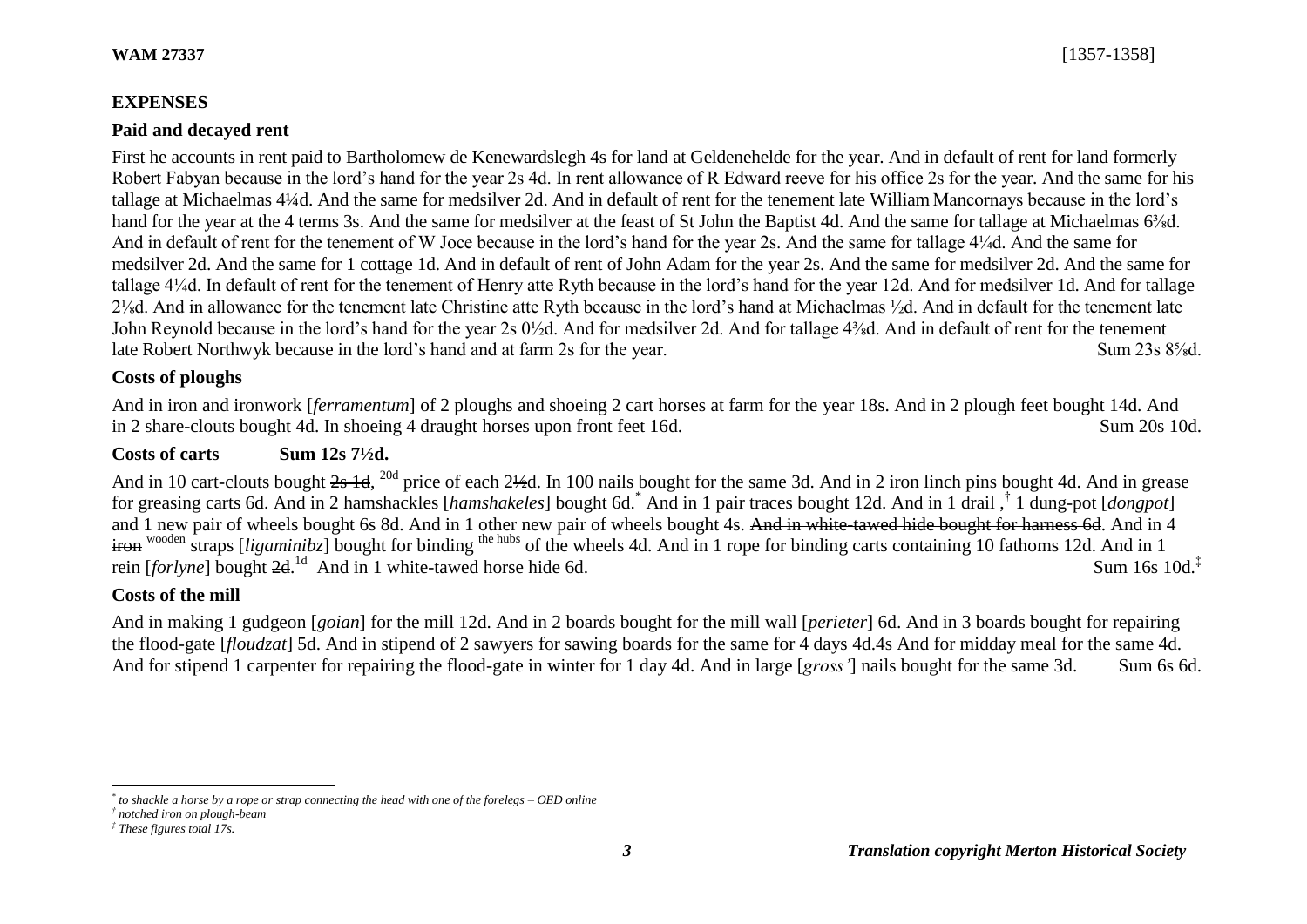**WAM 27337** [1357-1358]

## EXPENSES

### Paid and decayed rent

First he accounts in rent paid to Bartholomew de Kenewardslegh 4s for land at Geldenehelde for the year. And in default of rent for land formerly Robert Fabyan because in the lord's hand for the year 2s 4d. In rent allowance of R Edward reeve for his office 2s for the year. And the same for his tallage at Michaelmas 4¼d. And the same for medsilver 2d. And in default of rent for the tenement late William Mancornays because in the lord's hand for the year at the 4 terms 3s. And the same for medsilver at the feast of St John the Baptist 4d. And the same for tallage at Michaelmas 6⅜d. And in default of rent for the tenement of W Joce because in the lord's hand for the year 2s. And the same for tallage 4¼d. And the same for medsilver 2d. And the same for 1 cottage 1d. And in default of rent of John Adam for the year 2s. And the same for medsilver 2d. And the same for tallage 4¼d. In default of rent for the tenement of Henry atte Ryth because in the lord's hand for the year 12d. And for medsilver 1d. And for tallage 2⅛d. And in allowance for the tenement late Christine atte Ryth because in the lord's hand at Michaelmas ½d. And in default for the tenement late John Reynold because in the lord's hand for the year 2s 0½d. And for medsilver 2d. And for tallage 4⅜d. And in default of rent for the tenement late Robert Northwyk because in the lord's hand and at farm 2s for the year. Sum 23s 8⅝d.

### Costs of ploughs

And in iron and ironwork [*ferramentum*] of 2 ploughs and shoeing 2 cart horses at farm for the year 18s. And in 2 plough feet bought 14d. And in 2 share-clouts bought 4d. In shoeing 4 draught horses upon front feet 16d. Sum 20s 10d.

### Costs of carts Sum 12s 7½d.

And in 10 cart-clouts bought ~~2s 1d~~, [20d] price of each 2~~½~~d. In 100 nails bought for the same 3d. And in 2 iron linch pins bought 4d. And in grease for greasing carts 6d. And in 2 hamshackles [*hamshakeles*] bought 6d.[*] And in 1 pair traces bought 12d. And in 1 drail ,[†] 1 dung-pot [*dongpot*] and 1 new pair of wheels bought 6s 8d. And in 1 other new pair of wheels bought 4s. ~~And in white-tawed hide bought for harness 6d~~. And in 4 ~~iron~~ [wooden] straps [*ligaminibz*] bought for binding [the hubs] of the wheels 4d. And in 1 rope for binding carts containing 10 fathoms 12d. And in 1 rein [*forlyne*] bought ~~2d~~.[1d] And in 1 white-tawed horse hide 6d. Sum 16s 10d.[‡]

### Costs of the mill

And in making 1 gudgeon [*goian*] for the mill 12d. And in 2 boards bought for the mill wall [*perieter*] 6d. And in 3 boards bought for repairing the flood-gate [*floudzat*] 5d. And in stipend of 2 sawyers for sawing boards for the same for 4 days 4d.4s And for midday meal for the same 4d. And for stipend 1 carpenter for repairing the flood-gate in winter for 1 day 4d. And in large [*gross'*] nails bought for the same 3d. Sum 6s 6d.

---

[*] *to shackle a horse by a rope or strap connecting the head with one of the forelegs – OED online*

[†] *notched iron on plough-beam*

[‡] *These figures total 17s.*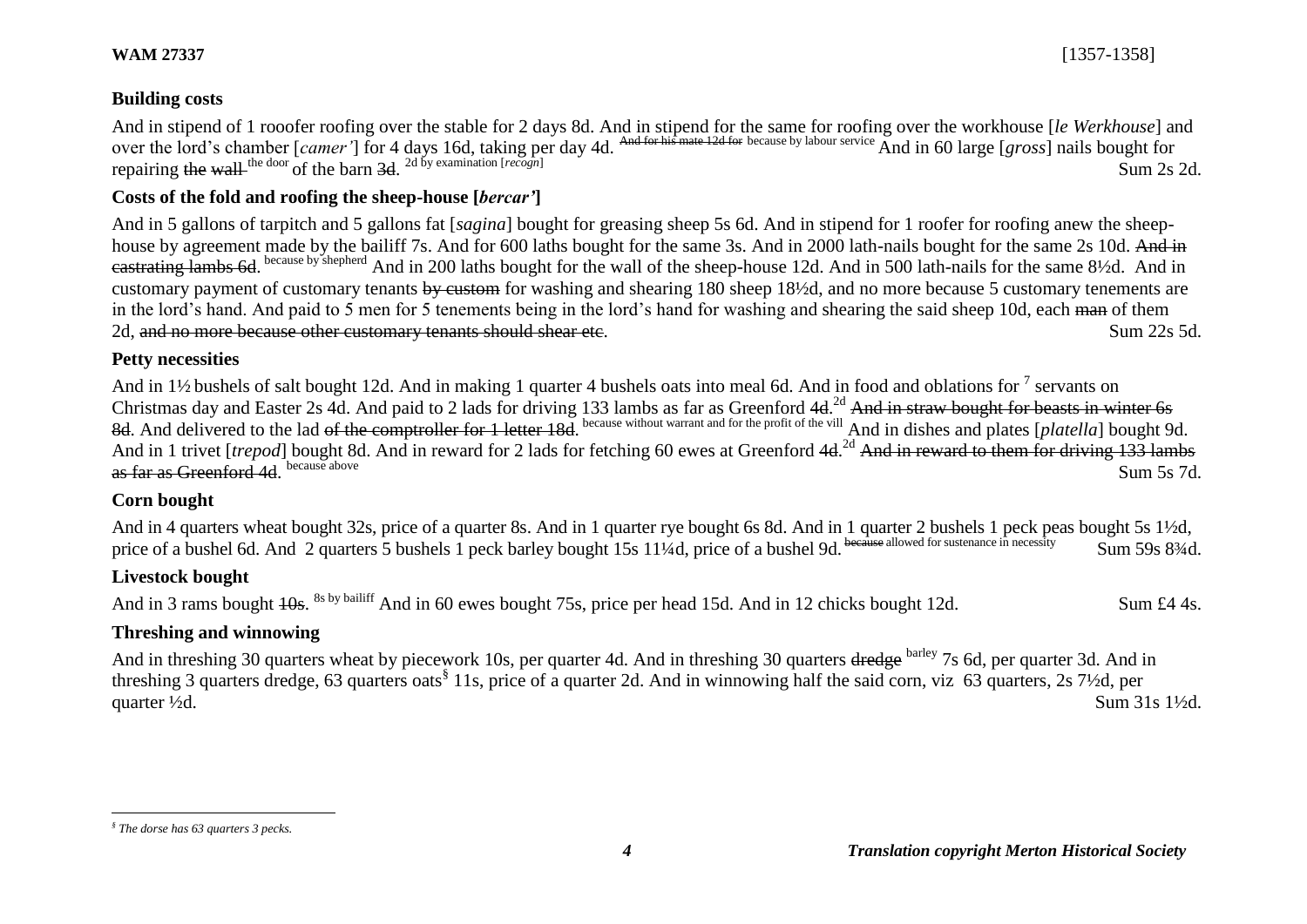## Building costs

And in stipend of 1 rooofer roofing over the stable for 2 days 8d. And in stipend for the same for roofing over the workhouse [*le Werkhouse*] and over the lord's chamber [*camer'*] for 4 days 16d, taking per day 4d. ~~And for his mate 12d for~~ because by labour service And in 60 large [*gross*] nails bought for repairing ~~the wall~~ the door of the barn ~~3d~~. 2d by examination [*recogn*] Sum 2s 2d.

## Costs of the fold and roofing the sheep-house [*bercar'*]

And in 5 gallons of tarpitch and 5 gallons fat [*sagina*] bought for greasing sheep 5s 6d. And in stipend for 1 roofer for roofing anew the sheep-house by agreement made by the bailiff 7s. And for 600 laths bought for the same 3s. And in 2000 lath-nails bought for the same 2s 10d. ~~And in castrating lambs 6d~~. because by shepherd And in 200 laths bought for the wall of the sheep-house 12d. And in 500 lath-nails for the same 8½d. And in customary payment of customary tenants ~~by custom~~ for washing and shearing 180 sheep 18½d, and no more because 5 customary tenements are in the lord's hand. And paid to 5 men for 5 tenements being in the lord's hand for washing and shearing the said sheep 10d, each ~~man~~ of them 2d, ~~and no more because other customary tenants should shear etc~~. Sum 22s 5d.

## Petty necessities

And in 1½ bushels of salt bought 12d. And in making 1 quarter 4 bushels oats into meal 6d. And in food and oblations for 7 servants on Christmas day and Easter 2s 4d. And paid to 2 lads for driving 133 lambs as far as Greenford ~~4d~~.2d ~~And in straw bought for beasts in winter 6s 8d~~. And delivered to the lad ~~of the comptroller for 1 letter 18d~~. because without warrant and for the profit of the vill And in dishes and plates [*platella*] bought 9d. And in 1 trivet [*trepod*] bought 8d. And in reward for 2 lads for fetching 60 ewes at Greenford ~~4d~~.2d ~~And in reward to them for driving 133 lambs as far as Greenford 4d~~. because above Sum 5s 7d.

## Corn bought

And in 4 quarters wheat bought 32s, price of a quarter 8s. And in 1 quarter rye bought 6s 8d. And in 1 quarter 2 bushels 1 peck peas bought 5s 1½d, price of a bushel 6d. And 2 quarters 5 bushels 1 peck barley bought 15s 11¼d, price of a bushel 9d. ~~because~~ allowed for sustenance in necessity Sum 59s 8¾d.

## Livestock bought

And in 3 rams bought ~~10s~~. 8s by bailiff And in 60 ewes bought 75s, price per head 15d. And in 12 chicks bought 12d. Sum £4 4s.

## Threshing and winnowing

And in threshing 30 quarters wheat by piecework 10s, per quarter 4d. And in threshing 30 quarters ~~dredge~~ barley 7s 6d, per quarter 3d. And in threshing 3 quarters dredge, 63 quarters oats[§] 11s, price of a quarter 2d. And in winnowing half the said corn, viz 63 quarters, 2s 7½d, per quarter ½d. Sum 31s 1½d.

---

[§] *The dorse has 63 quarters 3 pecks.*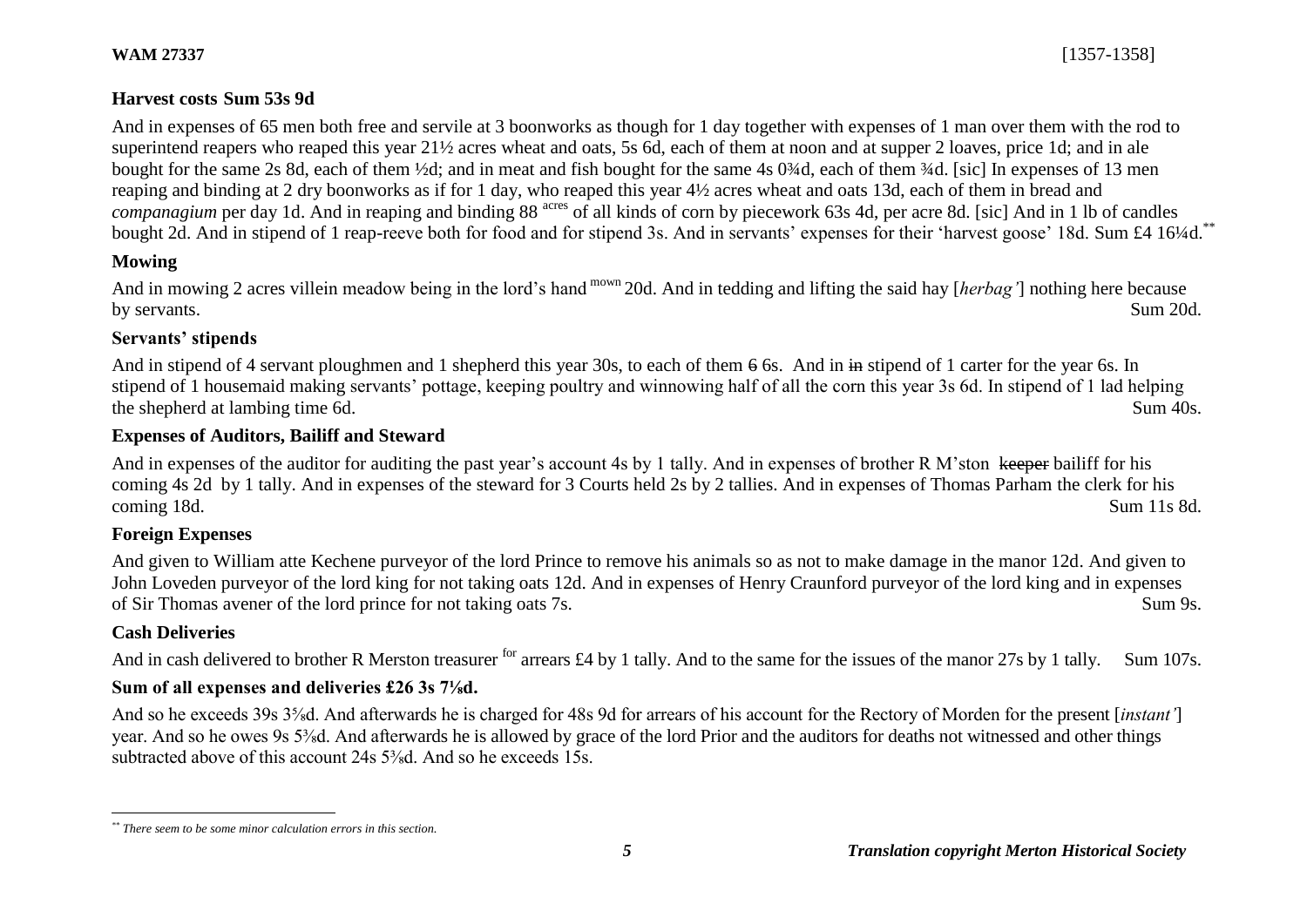**WAM 27337** [1357-1358]

### Harvest costs Sum 53s 9d

And in expenses of 65 men both free and servile at 3 boonworks as though for 1 day together with expenses of 1 man over them with the rod to superintend reapers who reaped this year 21½ acres wheat and oats, 5s 6d, each of them at noon and at supper 2 loaves, price 1d; and in ale bought for the same 2s 8d, each of them ½d; and in meat and fish bought for the same 4s 0¾d, each of them ¾d. [sic] In expenses of 13 men reaping and binding at 2 dry boonworks as if for 1 day, who reaped this year 4½ acres wheat and oats 13d, each of them in bread and *companagium* per day 1d. And in reaping and binding 88 acres of all kinds of corn by piecework 63s 4d, per acre 8d. [sic] And in 1 lb of candles bought 2d. And in stipend of 1 reap-reeve both for food and for stipend 3s. And in servants' expenses for their 'harvest goose' 18d. Sum £4 16¼d.[**]

### Mowing

And in mowing 2 acres villein meadow being in the lord's hand mown 20d. And in tedding and lifting the said hay [*herbag'*] nothing here because by servants. Sum 20d.

### Servants' stipends

And in stipend of 4 servant ploughmen and 1 shepherd this year 30s, to each of them ~~6~~ 6s. And in ~~in~~ stipend of 1 carter for the year 6s. In stipend of 1 housemaid making servants' pottage, keeping poultry and winnowing half of all the corn this year 3s 6d. In stipend of 1 lad helping the shepherd at lambing time 6d. Sum 40s.

### Expenses of Auditors, Bailiff and Steward

And in expenses of the auditor for auditing the past year's account 4s by 1 tally. And in expenses of brother R M'ston ~~keeper~~ bailiff for his coming 4s 2d by 1 tally. And in expenses of the steward for 3 Courts held 2s by 2 tallies. And in expenses of Thomas Parham the clerk for his coming 18d. Sum 11s 8d.

### Foreign Expenses

And given to William atte Kechene purveyor of the lord Prince to remove his animals so as not to make damage in the manor 12d. And given to John Loveden purveyor of the lord king for not taking oats 12d. And in expenses of Henry Craunford purveyor of the lord king and in expenses of Sir Thomas avener of the lord prince for not taking oats 7s. Sum 9s.

### Cash Deliveries

And in cash delivered to brother R Merston treasurer for arrears £4 by 1 tally. And to the same for the issues of the manor 27s by 1 tally. Sum 107s.

### Sum of all expenses and deliveries £26 3s 7⅛d.

And so he exceeds 39s 3⅝d. And afterwards he is charged for 48s 9d for arrears of his account for the Rectory of Morden for the present [*instant'*] year. And so he owes 9s 5⅜d. And afterwards he is allowed by grace of the lord Prior and the auditors for deaths not witnessed and other things subtracted above of this account 24s 5⅜d. And so he exceeds 15s.

---

[**] *There seem to be some minor calculation errors in this section.*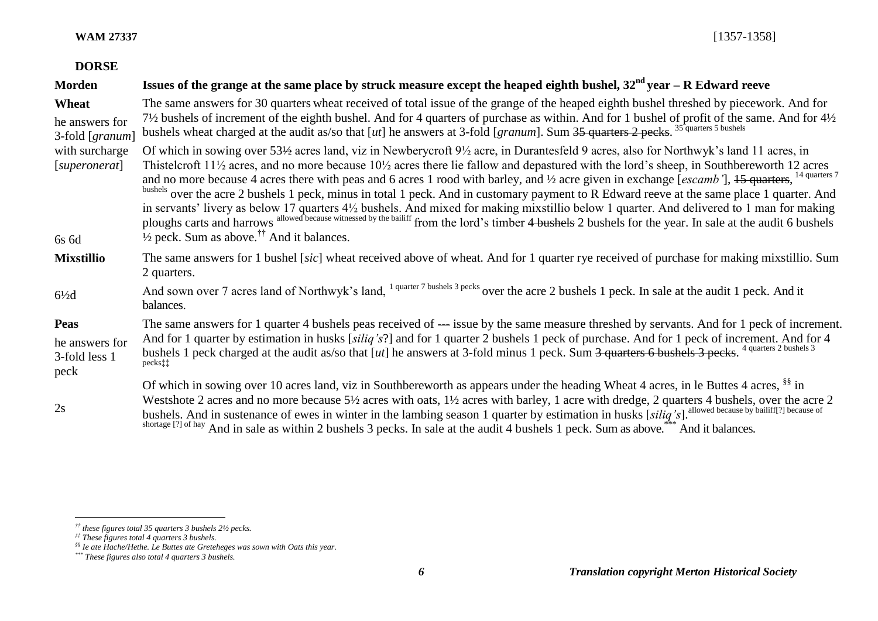**WAM 27337** [1357-1358]

**DORSE**

| | |
|---|---|
| **Morden** | **Issues of the grange at the same place by struck measure except the heaped eighth bushel, 32nd year – R Edward reeve** |
| **Wheat**<br>he answers for 3-fold [*granum*] with surcharge [*superonerat*]<br><br><br><br><br>6s 6d | The same answers for 30 quarters wheat received of total issue of the grange of the heaped eighth bushel threshed by piecework. And for 7½ bushels of increment of the eighth bushel. And for 4 quarters of purchase as within. And for 1 bushel of profit of the same. And for 4½ bushels wheat charged at the audit as/so that [*ut*] he answers at 3-fold [*granum*]. Sum ~~35 quarters 2 pecks~~. 35 quarters 5 bushels<br>Of which in sowing over 53~~½~~ acres land, viz in Newberycroft 9½ acre, in Durantesfeld 9 acres, also for Northwyk's land 11 acres, in Thistelcroft 11½ acres, and no more because 10½ acres there lie fallow and depastured with the lord's sheep, in Southbereworth 12 acres and no more because 4 acres there with peas and 6 acres 1 rood with barley, and ½ acre given in exchange [*escamb'*], ~~15 quarters~~, 14 quarters 7 bushels over the acre 2 bushels 1 peck, minus in total 1 peck. And in customary payment to R Edward reeve at the same place 1 quarter. And in servants' livery as below 17 quarters 4½ bushels. And mixed for making mixstillio below 1 quarter. And delivered to 1 man for making ploughs carts and harrows allowed because witnessed by the bailiff from the lord's timber ~~4 bushels~~ 2 bushels for the year. In sale at the audit 6 bushels ½ peck. Sum as above.[††] And it balances. |
| **Mixstillio**<br><br>6½d | The same answers for 1 bushel [*sic*] wheat received above of wheat. And for 1 quarter rye received of purchase for making mixstillio. Sum 2 quarters.<br>And sown over 7 acres land of Northwyk's land, 1 quarter 7 bushels 3 pecks over the acre 2 bushels 1 peck. In sale at the audit 1 peck. And it balances. |
| **Peas**<br>he answers for 3-fold less 1 peck<br><br>2s | The same answers for 1 quarter 4 bushels peas received of ~~---~~ issue by the same measure threshed by servants. And for 1 peck of increment. And for 1 quarter by estimation in husks [*siliq's*?] and for 1 quarter 2 bushels 1 peck of purchase. And for 1 peck of increment. And for 4 bushels 1 peck charged at the audit as/so that [*ut*] he answers at 3-fold minus 1 peck. Sum ~~3 quarters 6 bushels 3 pecks~~. 4 quarters 2 bushels 3 pecks[‡‡]<br>Of which in sowing over 10 acres land, viz in Southbereworth as appears under the heading Wheat 4 acres, in le Buttes 4 acres, [§§] in Westshote 2 acres and no more because 5½ acres with oats, 1½ acres with barley, 1 acre with dredge, 2 quarters 4 bushels, over the acre 2 bushels. And in sustenance of ewes in winter in the lambing season 1 quarter by estimation in husks [*siliq's*]. allowed because by bailiff[?] because of shortage [?] of hay And in sale as within 2 bushels 3 pecks. In sale at the audit 4 bushels 1 peck. Sum as above.[***] And it balances. |

---

[††] *these figures total 35 quarters 3 bushels 2½ pecks.*

[‡‡] *These figures total 4 quarters 3 bushels.*

[§§] *Ie ate Hache/Hethe. Le Buttes ate Greteheges was sown with Oats this year.*

[***] *These figures also total 4 quarters 3 bushels.*

***Translation copyright Merton Historical Society***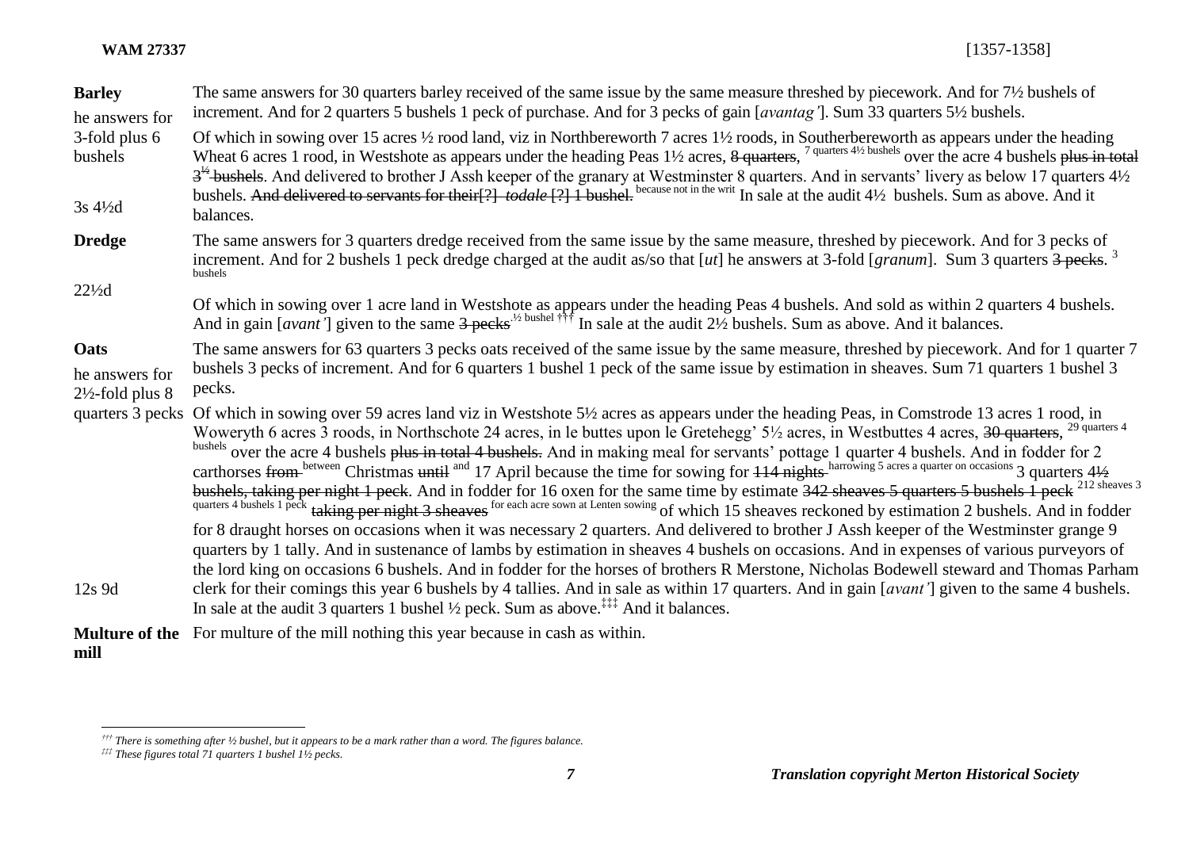**WAM 27337** [1357-1358]

| | |
|---|---|
| **Barley**<br>he answers for 3-fold plus 6 bushels<br><br>3s 4½d | The same answers for 30 quarters barley received of the same issue by the same measure threshed by piecework. And for 7½ bushels of increment. And for 2 quarters 5 bushels 1 peck of purchase. And for 3 pecks of gain [*avantag'*]. Sum 33 quarters 5½ bushels.<br>Of which in sowing over 15 acres ½ rood land, viz in Northbereworth 7 acres 1½ roods, in Southerbereworth as appears under the heading Wheat 6 acres 1 rood, in Westshote as appears under the heading Peas 1½ acres, ~~8 quarters~~, 7 quarters 4½ bushels over the acre 4 bushels ~~plus in total 3¼ bushels~~. And delivered to brother J Assh keeper of the granary at Westminster 8 quarters. And in servants' livery as below 17 quarters 4½ bushels. ~~And delivered to servants for their[?] *todale* [?] 1 bushel.~~ because not in the writ In sale at the audit 4½ bushels. Sum as above. And it balances. |
| **Dredge**<br><br>22½d | The same answers for 3 quarters dredge received from the same issue by the same measure, threshed by piecework. And for 3 pecks of increment. And for 2 bushels 1 peck dredge charged at the audit as/so that [*ut*] he answers at 3-fold [*granum*]. Sum 3 quarters ~~3 pecks~~. 3 bushels<br>Of which in sowing over 1 acre land in Westshote as appears under the heading Peas 4 bushels. And sold as within 2 quarters 4 bushels. And in gain [*avant'*] given to the same ~~3 pecks~~ ½ bushel[†††] In sale at the audit 2½ bushels. Sum as above. And it balances. |
| **Oats**<br>he answers for 2½-fold plus 8 quarters 3 pecks<br><br>12s 9d | The same answers for 63 quarters 3 pecks oats received of the same issue by the same measure, threshed by piecework. And for 1 quarter 7 bushels 3 pecks of increment. And for 6 quarters 1 bushel 1 peck of the same issue by estimation in sheaves. Sum 71 quarters 1 bushel 3 pecks.<br>Of which in sowing over 59 acres land viz in Westshote 5½ acres as appears under the heading Peas, in Comstrode 13 acres 1 rood, in Woweryth 6 acres 3 roods, in Northschote 24 acres, in le buttes upon le Gretehegg' 5½ acres, in Westbuttes 4 acres, ~~30 quarters~~, 29 quarters 4 bushels over the acre 4 bushels ~~plus in total 4 bushels~~. And in making meal for servants' pottage 1 quarter 4 bushels. And in fodder for 2 carthorses ~~from~~ between Christmas ~~until~~ and 17 April because the time for sowing for ~~114 nights~~ harrowing 5 acres a quarter on occasions 3 quarters ~~4½ bushels, taking per night 1 peck~~. And in fodder for 16 oxen for the same time by estimate ~~342 sheaves 5 quarters 5 bushels 1 peck~~ 212 sheaves 3 quarters 4 bushels 1 peck ~~taking per night 3 sheaves~~ for each acre sown at Lenten sowing of which 15 sheaves reckoned by estimation 2 bushels. And in fodder for 8 draught horses on occasions when it was necessary 2 quarters. And delivered to brother J Assh keeper of the Westminster grange 9 quarters by 1 tally. And in sustenance of lambs by estimation in sheaves 4 bushels on occasions. And in expenses of various purveyors of the lord king on occasions 6 bushels. And in fodder for the horses of brothers R Merstone, Nicholas Bodewell steward and Thomas Parham clerk for their comings this year 6 bushels by 4 tallies. And in sale as within 17 quarters. And in gain [*avant'*] given to the same 4 bushels. In sale at the audit 3 quarters 1 bushel ½ peck. Sum as above.[‡‡‡] And it balances. |
| **Multure of the mill** | For multure of the mill nothing this year because in cash as within. |

[†††] *There is something after ½ bushel, but it appears to be a mark rather than a word. The figures balance.*

[‡‡‡] *These figures total 71 quarters 1 bushel 1½ pecks.*

*Translation copyright Merton Historical Society*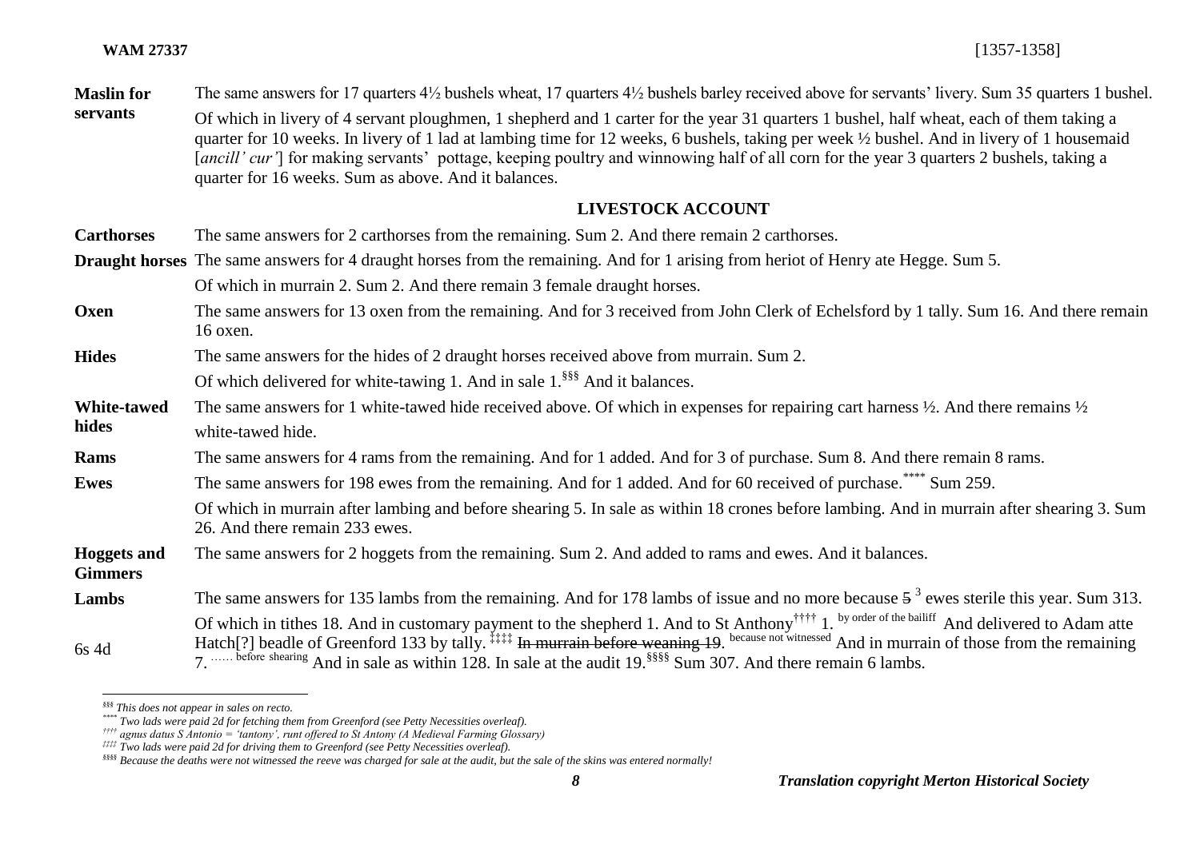**WAM 27337** [1357-1358]

**Maslin for servants** The same answers for 17 quarters 4½ bushels wheat, 17 quarters 4½ bushels barley received above for servants' livery. Sum 35 quarters 1 bushel.

Of which in livery of 4 servant ploughmen, 1 shepherd and 1 carter for the year 31 quarters 1 bushel, half wheat, each of them taking a quarter for 10 weeks. In livery of 1 lad at lambing time for 12 weeks, 6 bushels, taking per week ½ bushel. And in livery of 1 housemaid [*ancill' cur'*] for making servants' pottage, keeping poultry and winnowing half of all corn for the year 3 quarters 2 bushels, taking a quarter for 16 weeks. Sum as above. And it balances.

## LIVESTOCK ACCOUNT

**Carthorses** The same answers for 2 carthorses from the remaining. Sum 2. And there remain 2 carthorses.

**Draught horses** The same answers for 4 draught horses from the remaining. And for 1 arising from heriot of Henry ate Hegge. Sum 5.

Of which in murrain 2. Sum 2. And there remain 3 female draught horses.

**Oxen** The same answers for 13 oxen from the remaining. And for 3 received from John Clerk of Echelsford by 1 tally. Sum 16. And there remain 16 oxen.

**Hides** The same answers for the hides of 2 draught horses received above from murrain. Sum 2.

Of which delivered for white-tawing 1. And in sale 1.[§§§] And it balances.

**White-tawed hides** The same answers for 1 white-tawed hide received above. Of which in expenses for repairing cart harness ½. And there remains ½ white-tawed hide.

**Rams** The same answers for 4 rams from the remaining. And for 1 added. And for 3 of purchase. Sum 8. And there remain 8 rams.

**Ewes** The same answers for 198 ewes from the remaining. And for 1 added. And for 60 received of purchase.[****] Sum 259.

Of which in murrain after lambing and before shearing 5. In sale as within 18 crones before lambing. And in murrain after shearing 3. Sum 26. And there remain 233 ewes.

**Hoggets and Gimmers** The same answers for 2 hoggets from the remaining. Sum 2. And added to rams and ewes. And it balances.

**Lambs** The same answers for 135 lambs from the remaining. And for 178 lambs of issue and no more because ~~5~~ 3 ewes sterile this year. Sum 313.

6s 4d — Of which in tithes 18. And in customary payment to the shepherd 1. And to St Anthony[††††] 1. by order of the bailiff And delivered to Adam atte Hatch[?] beadle of Greenford 133 by tally.[‡‡‡‡] ~~In murrain before weaning 19~~. because not witnessed And in murrain of those from the remaining 7. ...... before shearing And in sale as within 128. In sale at the audit 19.[§§§§] Sum 307. And there remain 6 lambs.

---

[§§§] *This does not appear in sales on recto.*

[****] *Two lads were paid 2d for fetching them from Greenford (see Petty Necessities overleaf).*

[††††] *agnus datus S Antonio = 'tantony', runt offered to St Antony (A Medieval Farming Glossary)*

[‡‡‡‡] *Two lads were paid 2d for driving them to Greenford (see Petty Necessities overleaf).*

[§§§§] *Because the deaths were not witnessed the reeve was charged for sale at the audit, but the sale of the skins was entered normally!*

***Translation copyright Merton Historical Society***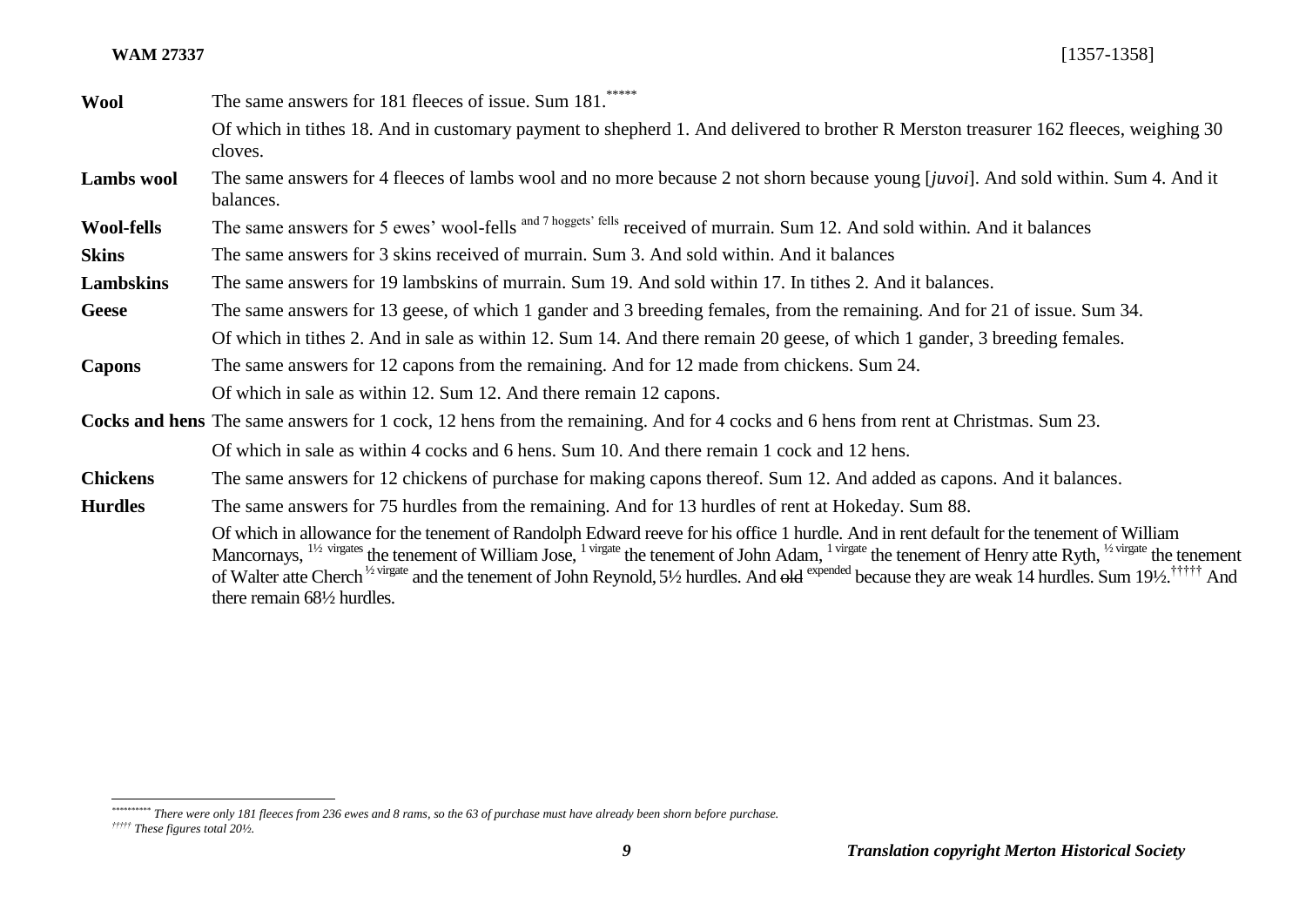**WAM 27337** [1357-1358]

| | |
|---|---|
| **Wool** | The same answers for 181 fleeces of issue. Sum 181.[*****] |
| | Of which in tithes 18. And in customary payment to shepherd 1. And delivered to brother R Merston treasurer 162 fleeces, weighing 30 cloves. |
| **Lambs wool** | The same answers for 4 fleeces of lambs wool and no more because 2 not shorn because young [*juvoi*]. And sold within. Sum 4. And it balances. |
| **Wool-fells** | The same answers for 5 ewes' wool-fells [and 7 hoggets' fells] received of murrain. Sum 12. And sold within. And it balances |
| **Skins** | The same answers for 3 skins received of murrain. Sum 3. And sold within. And it balances |
| **Lambskins** | The same answers for 19 lambskins of murrain. Sum 19. And sold within 17. In tithes 2. And it balances. |
| **Geese** | The same answers for 13 geese, of which 1 gander and 3 breeding females, from the remaining. And for 21 of issue. Sum 34. |
| | Of which in tithes 2. And in sale as within 12. Sum 14. And there remain 20 geese, of which 1 gander, 3 breeding females. |
| **Capons** | The same answers for 12 capons from the remaining. And for 12 made from chickens. Sum 24. |
| | Of which in sale as within 12. Sum 12. And there remain 12 capons. |
| **Cocks and hens** | The same answers for 1 cock, 12 hens from the remaining. And for 4 cocks and 6 hens from rent at Christmas. Sum 23. |
| | Of which in sale as within 4 cocks and 6 hens. Sum 10. And there remain 1 cock and 12 hens. |
| **Chickens** | The same answers for 12 chickens of purchase for making capons thereof. Sum 12. And added as capons. And it balances. |
| **Hurdles** | The same answers for 75 hurdles from the remaining. And for 13 hurdles of rent at Hokeday. Sum 88. |
| | Of which in allowance for the tenement of Randolph Edward reeve for his office 1 hurdle. And in rent default for the tenement of William Mancornays, [1½ virgates] the tenement of William Jose, [1 virgate] the tenement of John Adam, [1 virgate] the tenement of Henry atte Ryth, [½ virgate] the tenement of Walter atte Cherch [½ virgate] and the tenement of John Reynold, 5½ hurdles. And ~~old~~ [expended] because they are weak 14 hurdles. Sum 19½.[†††††] And there remain 68½ hurdles. |

---

[*****] *There were only 181 fleeces from 236 ewes and 8 rams, so the 63 of purchase must have already been shorn before purchase.*

[†††††] *These figures total 20½.*

***Translation copyright Merton Historical Society***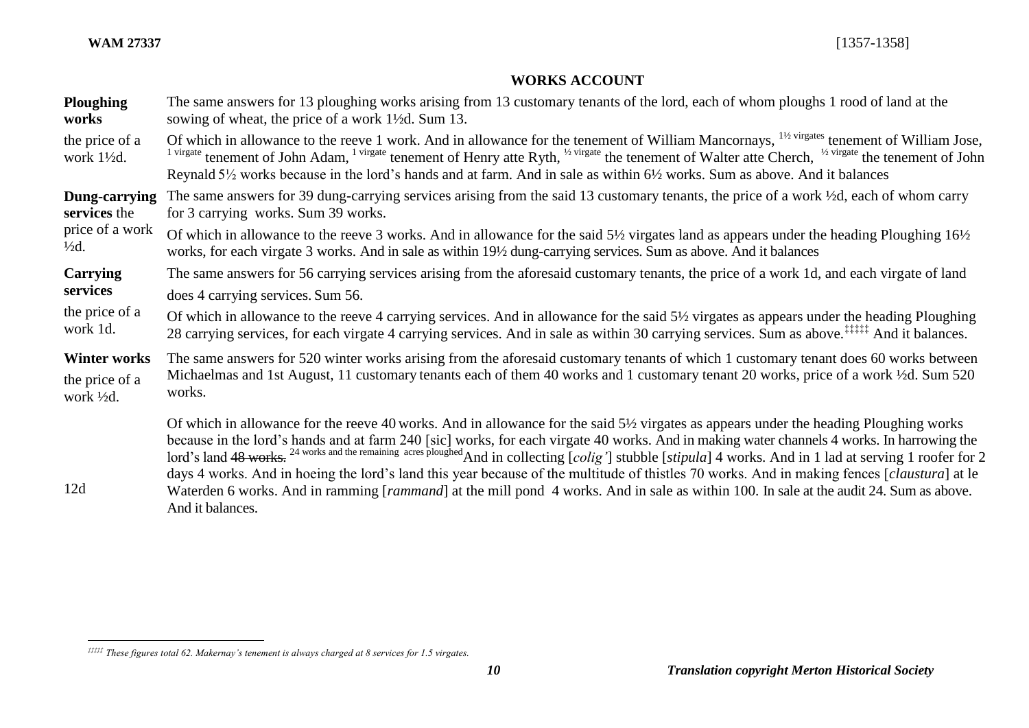**WAM 27337** [1357-1358]

## WORKS ACCOUNT

**Ploughing works**
the price of a work 1½d.

The same answers for 13 ploughing works arising from 13 customary tenants of the lord, each of whom ploughs 1 rood of land at the sowing of wheat, the price of a work 1½d. Sum 13.

Of which in allowance to the reeve 1 work. And in allowance for the tenement of William Mancornays, [1½ virgates] tenement of William Jose, [1 virgate] tenement of John Adam, [1 virgate] tenement of Henry atte Ryth, [½ virgate] the tenement of Walter atte Cherch, [½ virgate] the tenement of John Reynald 5½ works because in the lord's hands and at farm. And in sale as within 6½ works. Sum as above. And it balances

**Dung-carrying services** the price of a work ½d.

The same answers for 39 dung-carrying services arising from the said 13 customary tenants, the price of a work ½d, each of whom carry for 3 carrying works. Sum 39 works.

Of which in allowance to the reeve 3 works. And in allowance for the said 5½ virgates land as appears under the heading Ploughing 16½ works, for each virgate 3 works. And in sale as within 19½ dung-carrying services. Sum as above. And it balances

**Carrying services**
the price of a work 1d.

The same answers for 56 carrying services arising from the aforesaid customary tenants, the price of a work 1d, and each virgate of land does 4 carrying services. Sum 56.

Of which in allowance to the reeve 4 carrying services. And in allowance for the said 5½ virgates as appears under the heading Ploughing 28 carrying services, for each virgate 4 carrying services. And in sale as within 30 carrying services. Sum as above.[‡‡‡‡‡] And it balances.

**Winter works**
the price of a work ½d.

The same answers for 520 winter works arising from the aforesaid customary tenants of which 1 customary tenant does 60 works between Michaelmas and 1st August, 11 customary tenants each of them 40 works and 1 customary tenant 20 works, price of a work ½d. Sum 520 works.

12d

Of which in allowance for the reeve 40 works. And in allowance for the said 5½ virgates as appears under the heading Ploughing works because in the lord's hands and at farm 240 [sic] works, for each virgate 40 works. And in making water channels 4 works. In harrowing the lord's land ~~48 works.~~ [24 works and the remaining acres ploughed] And in collecting [*colig'*] stubble [*stipula*] 4 works. And in 1 lad at serving 1 roofer for 2 days 4 works. And in hoeing the lord's land this year because of the multitude of thistles 70 works. And in making fences [*claustura*] at le Waterden 6 works. And in ramming [*rammand*] at the mill pond 4 works. And in sale as within 100. In sale at the audit 24. Sum as above. And it balances.

---

[‡‡‡‡‡] *These figures total 62. Makernay's tenement is always charged at 8 services for 1.5 virgates.*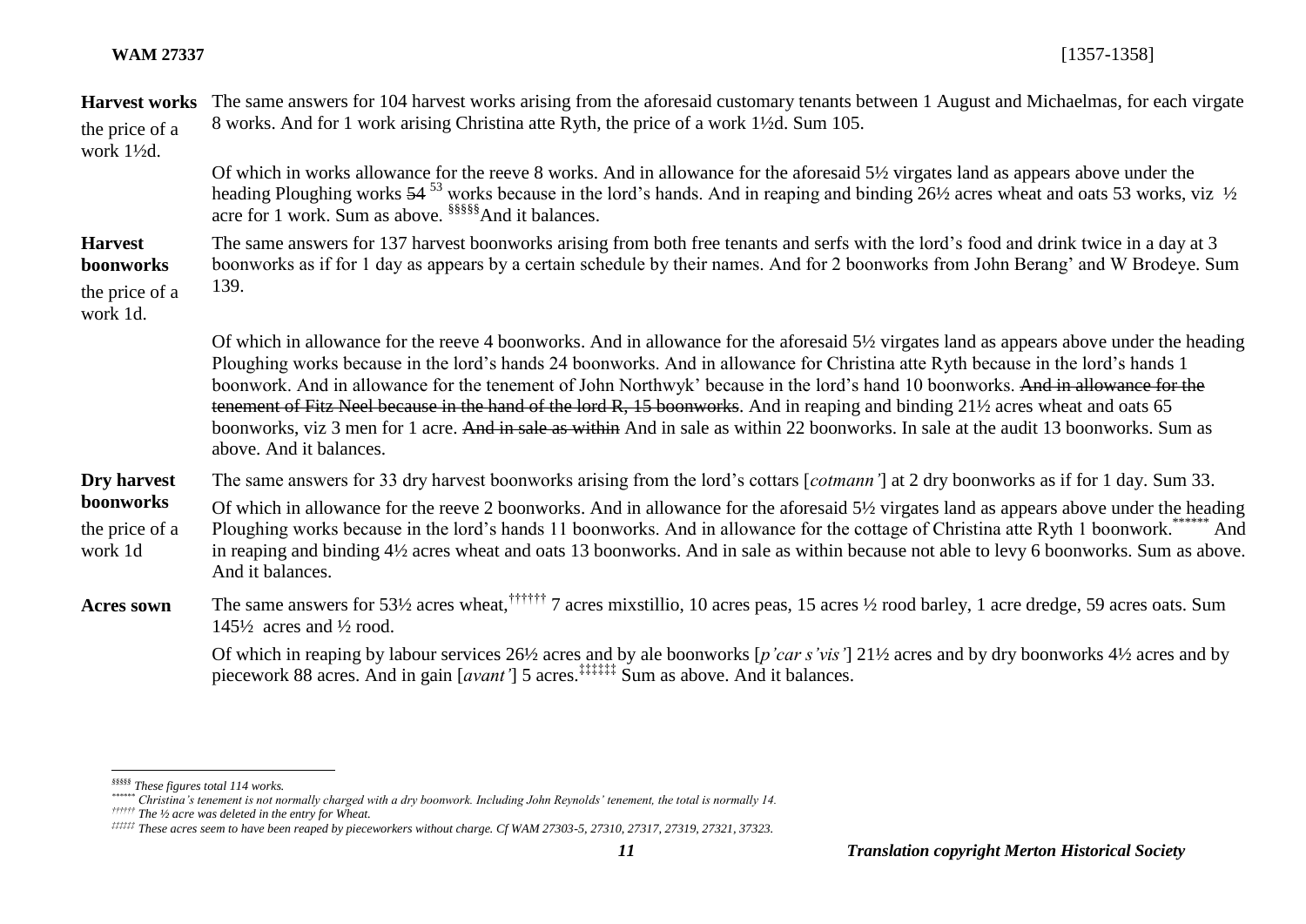**Harvest works** the price of a work 1½d.

The same answers for 104 harvest works arising from the aforesaid customary tenants between 1 August and Michaelmas, for each virgate 8 works. And for 1 work arising Christina atte Ryth, the price of a work 1½d. Sum 105.

Of which in works allowance for the reeve 8 works. And in allowance for the aforesaid 5½ virgates land as appears above under the heading Ploughing works ~~54~~ 53 works because in the lord's hands. And in reaping and binding 26½ acres wheat and oats 53 works, viz ½ acre for 1 work. Sum as above. [§§§§§]And it balances.

**Harvest boonworks** the price of a work 1d.

The same answers for 137 harvest boonworks arising from both free tenants and serfs with the lord's food and drink twice in a day at 3 boonworks as if for 1 day as appears by a certain schedule by their names. And for 2 boonworks from John Berang' and W Brodeye. Sum 139.

Of which in allowance for the reeve 4 boonworks. And in allowance for the aforesaid 5½ virgates land as appears above under the heading Ploughing works because in the lord's hands 24 boonworks. And in allowance for Christina atte Ryth because in the lord's hands 1 boonwork. And in allowance for the tenement of John Northwyk' because in the lord's hand 10 boonworks. ~~And in allowance for the tenement of Fitz Neel because in the hand of the lord R, 15 boonworks~~. And in reaping and binding 21½ acres wheat and oats 65 boonworks, viz 3 men for 1 acre. ~~And in sale as within~~ And in sale as within 22 boonworks. In sale at the audit 13 boonworks. Sum as above. And it balances.

**Dry harvest boonworks** the price of a work 1d

The same answers for 33 dry harvest boonworks arising from the lord's cottars [*cotmann'*] at 2 dry boonworks as if for 1 day. Sum 33.

Of which in allowance for the reeve 2 boonworks. And in allowance for the aforesaid 5½ virgates land as appears above under the heading Ploughing works because in the lord's hands 11 boonworks. And in allowance for the cottage of Christina atte Ryth 1 boonwork.[******] And in reaping and binding 4½ acres wheat and oats 13 boonworks. And in sale as within because not able to levy 6 boonworks. Sum as above. And it balances.

**Acres sown**

The same answers for 53½ acres wheat,[††††††] 7 acres mixstillio, 10 acres peas, 15 acres ½ rood barley, 1 acre dredge, 59 acres oats. Sum 145½ acres and ½ rood.

Of which in reaping by labour services 26½ acres and by ale boonworks [*p'car s'vis'*] 21½ acres and by dry boonworks 4½ acres and by piecework 88 acres. And in gain [*avant'*] 5 acres.[‡‡‡‡‡‡] Sum as above. And it balances.

---

[§§§§§] *These figures total 114 works.*

[******] *Christina's tenement is not normally charged with a dry boonwork. Including John Reynolds' tenement, the total is normally 14.*

[††††††] *The ½ acre was deleted in the entry for Wheat.*

[‡‡‡‡‡‡] *These acres seem to have been reaped by pieceworkers without charge. Cf WAM 27303-5, 27310, 27317, 27319, 27321, 37323.*